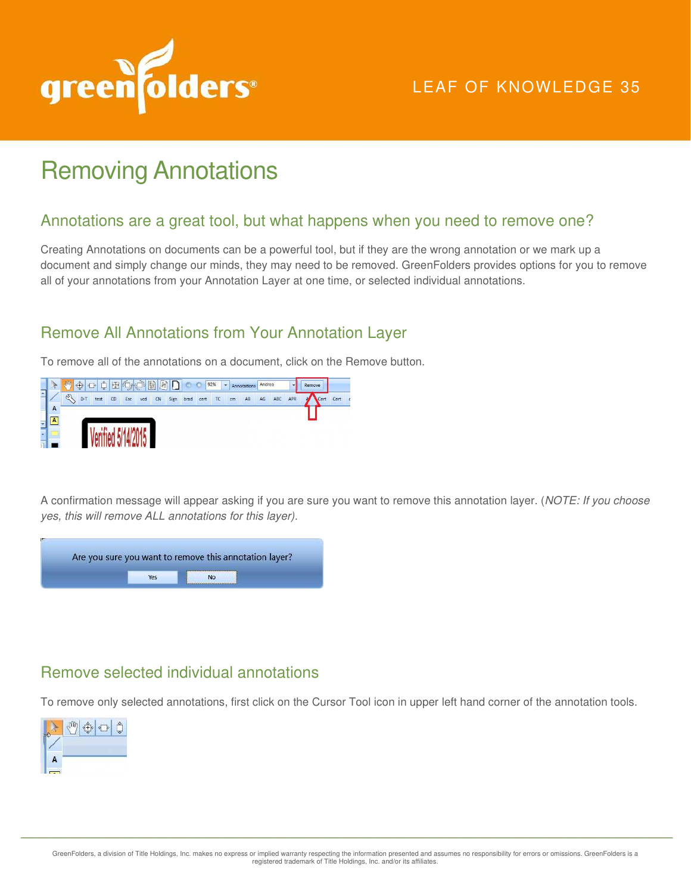LEAF OF KNOWLEDGE 35

# Removing Annotations

## Annotations are a great tool, but what happens when you need to remove one?

Creating Annotations on documents can be a powerful tool, but if they are the wrong annotation or we mark up a document and simply change our minds, they may need to be removed. GreenFolders provides options for you to remove all of your annotations from your Annotation Layer at one time, or selected individual annotations.

## Remove All Annotations from Your Annotation Layer

To remove all of the annotations on a document, click on the Remove button.

A confirmation message will appear asking if you are sure you want to remove this annotation layer. (*NOTE: If you choose yes, this will remove ALL annotations for this layer).*

## Remove selected individual annotations

To remove only selected annotations, first click on the Cursor Tool icon in upper left hand corner of the annotation tools.

GreenFolders, a division of Title Holdings, Inc. makes no express or implied warranty respecting the information presented and assumes no responsibility for errors or omissions. GreenFolders is a registered trademark of Title Holdings, Inc. and/or its affiliates.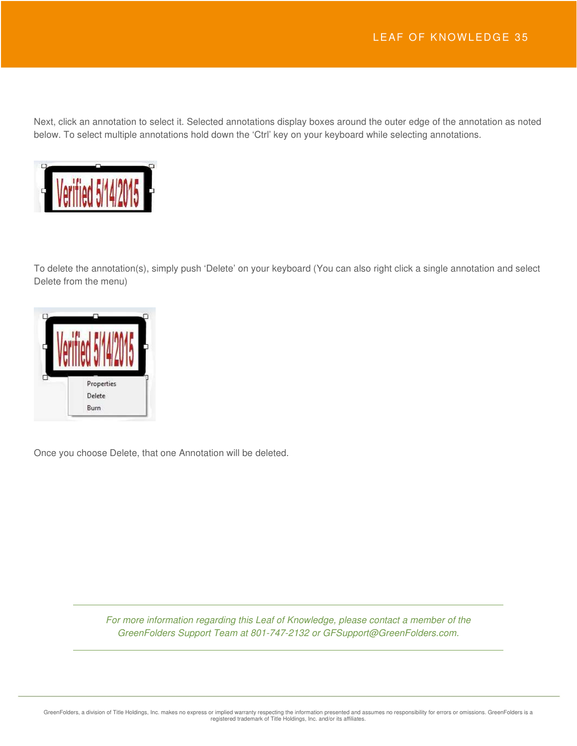Next, click an annotation to select it. Selected annotations display boxes around the outer edge of the annotation as noted below. To select multiple annotations hold down the 'Ctrl' key on your keyboard while selecting annotations.

To delete the annotation(s), simply push 'Delete' on your keyboard (You can also right click a single annotation and select Delete from the menu)

Once you choose Delete, that one Annotation will be deleted.

*For more information regarding this Leaf of Knowledge, please contact a member of the GreenFolders Support Team at 801-747-2132 or GFSupport@GreenFolders.com.*

GreenFolders, a division of Title Holdings, Inc. makes no express or implied warranty respecting the information presented and assumes no responsibility for errors or omissions. GreenFolders is a registered trademark of Title Holdings, Inc. and/or its affiliates.